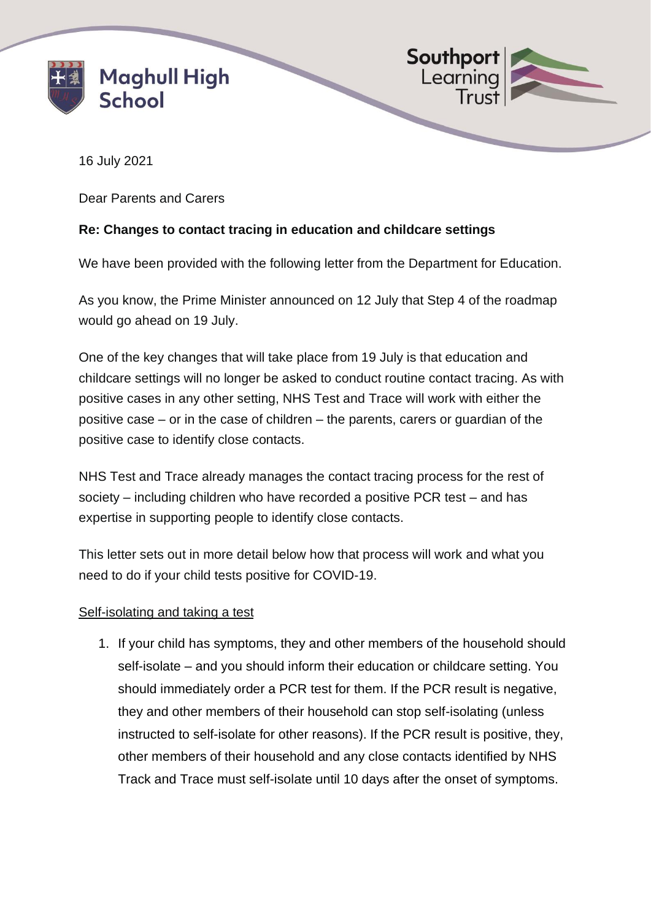Maghull High School

Southport Learning Trust

16 July 2021

Dear Parents and Carers

**Re: Changes to contact tracing in education and childcare settings**

We have been provided with the following letter from the Department for Education.

As you know, the Prime Minister announced on 12 July that Step 4 of the roadmap would go ahead on 19 July.

One of the key changes that will take place from 19 July is that education and childcare settings will no longer be asked to conduct routine contact tracing. As with positive cases in any other setting, NHS Test and Trace will work with either the positive case – or in the case of children – the parents, carers or guardian of the positive case to identify close contacts.

NHS Test and Trace already manages the contact tracing process for the rest of society – including children who have recorded a positive PCR test – and has expertise in supporting people to identify close contacts.

This letter sets out in more detail below how that process will work and what you need to do if your child tests positive for COVID-19.

<u>Self-isolating and taking a test</u>

1. If your child has symptoms, they and other members of the household should self-isolate – and you should inform their education or childcare setting. You should immediately order a PCR test for them. If the PCR result is negative, they and other members of their household can stop self-isolating (unless instructed to self-isolate for other reasons). If the PCR result is positive, they, other members of their household and any close contacts identified by NHS Track and Trace must self-isolate until 10 days after the onset of symptoms.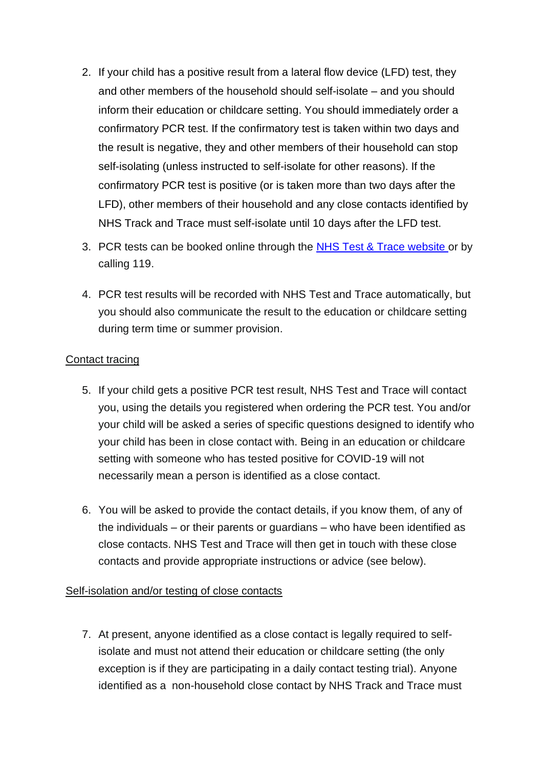2. If your child has a positive result from a lateral flow device (LFD) test, they and other members of the household should self-isolate – and you should inform their education or childcare setting. You should immediately order a confirmatory PCR test. If the confirmatory test is taken within two days and the result is negative, they and other members of their household can stop self-isolating (unless instructed to self-isolate for other reasons). If the confirmatory PCR test is positive (or is taken more than two days after the LFD), other members of their household and any close contacts identified by NHS Track and Trace must self-isolate until 10 days after the LFD test.

3. PCR tests can be booked online through the [NHS Test & Trace website](#) or by calling 119.

4. PCR test results will be recorded with NHS Test and Trace automatically, but you should also communicate the result to the education or childcare setting during term time or summer provision.

<u>Contact tracing</u>

5. If your child gets a positive PCR test result, NHS Test and Trace will contact you, using the details you registered when ordering the PCR test. You and/or your child will be asked a series of specific questions designed to identify who your child has been in close contact with. Being in an education or childcare setting with someone who has tested positive for COVID-19 will not necessarily mean a person is identified as a close contact.

6. You will be asked to provide the contact details, if you know them, of any of the individuals – or their parents or guardians – who have been identified as close contacts. NHS Test and Trace will then get in touch with these close contacts and provide appropriate instructions or advice (see below).

<u>Self-isolation and/or testing of close contacts</u>

7. At present, anyone identified as a close contact is legally required to self-isolate and must not attend their education or childcare setting (the only exception is if they are participating in a daily contact testing trial). Anyone identified as a non-household close contact by NHS Track and Trace must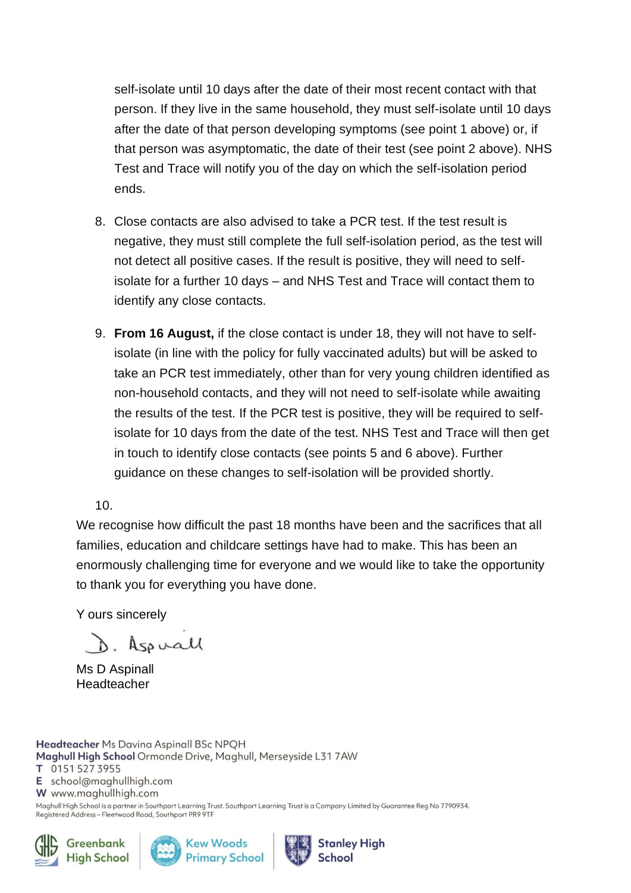self-isolate until 10 days after the date of their most recent contact with that person. If they live in the same household, they must self-isolate until 10 days after the date of that person developing symptoms (see point 1 above) or, if that person was asymptomatic, the date of their test (see point 2 above). NHS Test and Trace will notify you of the day on which the self-isolation period ends.

8. Close contacts are also advised to take a PCR test. If the test result is negative, they must still complete the full self-isolation period, as the test will not detect all positive cases. If the result is positive, they will need to self-isolate for a further 10 days – and NHS Test and Trace will contact them to identify any close contacts.

9. **From 16 August,** if the close contact is under 18, they will not have to self-isolate (in line with the policy for fully vaccinated adults) but will be asked to take an PCR test immediately, other than for very young children identified as non-household contacts, and they will not need to self-isolate while awaiting the results of the test. If the PCR test is positive, they will be required to self-isolate for 10 days from the date of the test. NHS Test and Trace will then get in touch to identify close contacts (see points 5 and 6 above). Further guidance on these changes to self-isolation will be provided shortly.

10.

We recognise how difficult the past 18 months have been and the sacrifices that all families, education and childcare settings have had to make. This has been an enormously challenging time for everyone and we would like to take the opportunity to thank you for everything you have done.

Y ours sincerely

D. Aspinall

Ms D Aspinall
Headteacher

**Headteacher** Ms Davina Aspinall BSc NPQH
**Maghull High School** Ormonde Drive, Maghull, Merseyside L31 7AW
**T** 0151 527 3955
**E** school@maghullhigh.com
**W** www.maghullhigh.com
Maghull High School is a partner in Southport Learning Trust. Southport Learning Trust is a Company Limited by Guarantee Reg No 7790934.
Registered Address – Fleetwood Road, Southport PR9 9TF

Greenbank High School | Kew Woods Primary School | Stanley High School